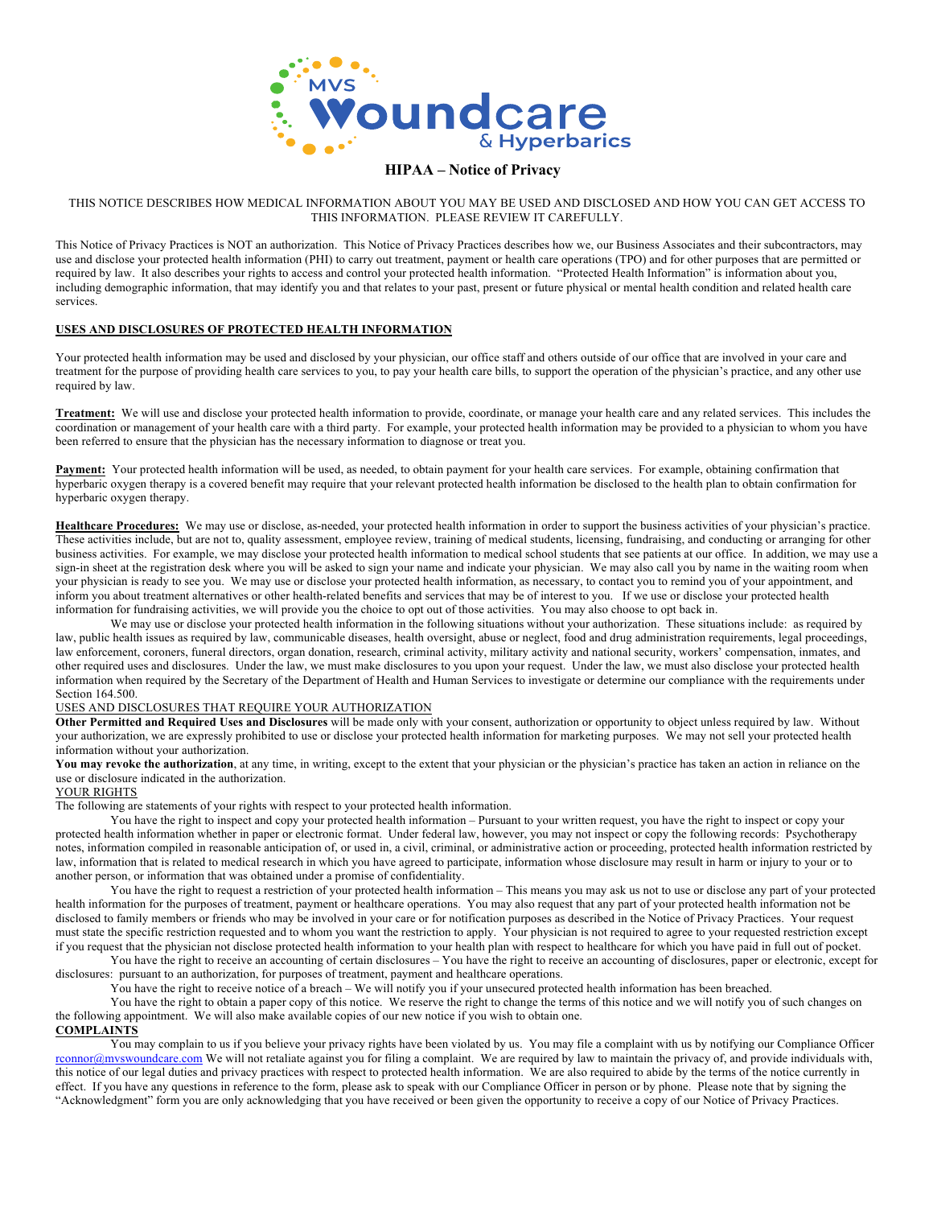MVS Woundcare & Hyperbarics

# HIPAA – Notice of Privacy

THIS NOTICE DESCRIBES HOW MEDICAL INFORMATION ABOUT YOU MAY BE USED AND DISCLOSED AND HOW YOU CAN GET ACCESS TO THIS INFORMATION. PLEASE REVIEW IT CAREFULLY.

This Notice of Privacy Practices is NOT an authorization. This Notice of Privacy Practices describes how we, our Business Associates and their subcontractors, may use and disclose your protected health information (PHI) to carry out treatment, payment or health care operations (TPO) and for other purposes that are permitted or required by law. It also describes your rights to access and control your protected health information. "Protected Health Information" is information about you, including demographic information, that may identify you and that relates to your past, present or future physical or mental health condition and related health care services.

## USES AND DISCLOSURES OF PROTECTED HEALTH INFORMATION

Your protected health information may be used and disclosed by your physician, our office staff and others outside of our office that are involved in your care and treatment for the purpose of providing health care services to you, to pay your health care bills, to support the operation of the physician's practice, and any other use required by law.

**Treatment:** We will use and disclose your protected health information to provide, coordinate, or manage your health care and any related services. This includes the coordination or management of your health care with a third party. For example, your protected health information may be provided to a physician to whom you have been referred to ensure that the physician has the necessary information to diagnose or treat you.

**Payment:** Your protected health information will be used, as needed, to obtain payment for your health care services. For example, obtaining confirmation that hyperbaric oxygen therapy is a covered benefit may require that your relevant protected health information be disclosed to the health plan to obtain confirmation for hyperbaric oxygen therapy.

**Healthcare Procedures:** We may use or disclose, as-needed, your protected health information in order to support the business activities of your physician's practice. These activities include, but are not to, quality assessment, employee review, training of medical students, licensing, fundraising, and conducting or arranging for other business activities. For example, we may disclose your protected health information to medical school students that see patients at our office. In addition, we may use a sign-in sheet at the registration desk where you will be asked to sign your name and indicate your physician. We may also call you by name in the waiting room when your physician is ready to see you. We may use or disclose your protected health information, as necessary, to contact you to remind you of your appointment, and inform you about treatment alternatives or other health-related benefits and services that may be of interest to you. If we use or disclose your protected health information for fundraising activities, we will provide you the choice to opt out of those activities. You may also choose to opt back in.

We may use or disclose your protected health information in the following situations without your authorization. These situations include: as required by law, public health issues as required by law, communicable diseases, health oversight, abuse or neglect, food and drug administration requirements, legal proceedings, law enforcement, coroners, funeral directors, organ donation, research, criminal activity, military activity and national security, workers' compensation, inmates, and other required uses and disclosures. Under the law, we must make disclosures to you upon your request. Under the law, we must also disclose your protected health information when required by the Secretary of the Department of Health and Human Services to investigate or determine our compliance with the requirements under Section 164.500.

## USES AND DISCLOSURES THAT REQUIRE YOUR AUTHORIZATION

**Other Permitted and Required Uses and Disclosures** will be made only with your consent, authorization or opportunity to object unless required by law. Without your authorization, we are expressly prohibited to use or disclose your protected health information for marketing purposes. We may not sell your protected health information without your authorization.

**You may revoke the authorization**, at any time, in writing, except to the extent that your physician or the physician's practice has taken an action in reliance on the use or disclosure indicated in the authorization.

## YOUR RIGHTS

The following are statements of your rights with respect to your protected health information.

You have the right to inspect and copy your protected health information – Pursuant to your written request, you have the right to inspect or copy your protected health information whether in paper or electronic format. Under federal law, however, you may not inspect or copy the following records: Psychotherapy notes, information compiled in reasonable anticipation of, or used in, a civil, criminal, or administrative action or proceeding, protected health information restricted by law, information that is related to medical research in which you have agreed to participate, information whose disclosure may result in harm or injury to your or to another person, or information that was obtained under a promise of confidentiality.

You have the right to request a restriction of your protected health information – This means you may ask us not to use or disclose any part of your protected health information for the purposes of treatment, payment or healthcare operations. You may also request that any part of your protected health information not be disclosed to family members or friends who may be involved in your care or for notification purposes as described in the Notice of Privacy Practices. Your request must state the specific restriction requested and to whom you want the restriction to apply. Your physician is not required to agree to your requested restriction except if you request that the physician not disclose protected health information to your health plan with respect to healthcare for which you have paid in full out of pocket.

You have the right to receive an accounting of certain disclosures – You have the right to receive an accounting of disclosures, paper or electronic, except for disclosures: pursuant to an authorization, for purposes of treatment, payment and healthcare operations.

You have the right to receive notice of a breach – We will notify you if your unsecured protected health information has been breached.

You have the right to obtain a paper copy of this notice. We reserve the right to change the terms of this notice and we will notify you of such changes on the following appointment. We will also make available copies of our new notice if you wish to obtain one.

## COMPLAINTS

You may complain to us if you believe your privacy rights have been violated by us. You may file a complaint with us by notifying our Compliance Officer rconnor@mvswoundcare.com We will not retaliate against you for filing a complaint. We are required by law to maintain the privacy of, and provide individuals with, this notice of our legal duties and privacy practices with respect to protected health information. We are also required to abide by the terms of the notice currently in effect. If you have any questions in reference to the form, please ask to speak with our Compliance Officer in person or by phone. Please note that by signing the "Acknowledgment" form you are only acknowledging that you have received or been given the opportunity to receive a copy of our Notice of Privacy Practices.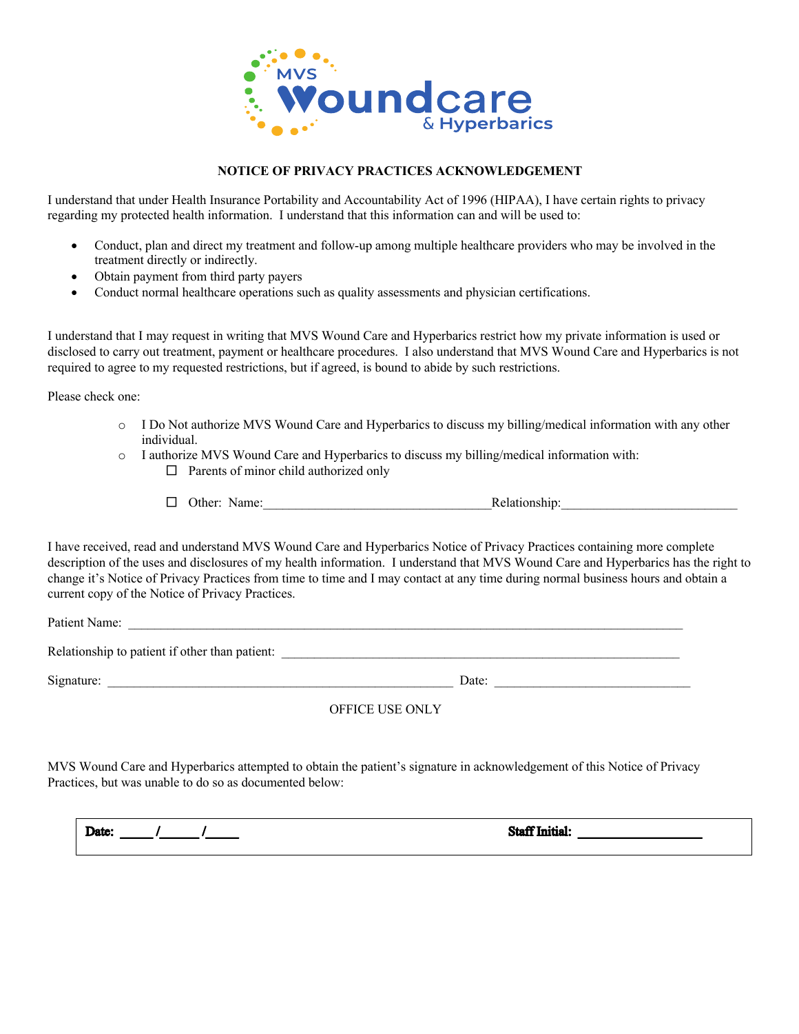MVS Woundcare & Hyperbarics

### NOTICE OF PRIVACY PRACTICES ACKNOWLEDGEMENT

I understand that under Health Insurance Portability and Accountability Act of 1996 (HIPAA), I have certain rights to privacy regarding my protected health information. I understand that this information can and will be used to:

- Conduct, plan and direct my treatment and follow-up among multiple healthcare providers who may be involved in the treatment directly or indirectly.
- Obtain payment from third party payers
- Conduct normal healthcare operations such as quality assessments and physician certifications.

I understand that I may request in writing that MVS Wound Care and Hyperbarics restrict how my private information is used or disclosed to carry out treatment, payment or healthcare procedures. I also understand that MVS Wound Care and Hyperbarics is not required to agree to my requested restrictions, but if agreed, is bound to abide by such restrictions.

Please check one:

- ○ I Do Not authorize MVS Wound Care and Hyperbarics to discuss my billing/medical information with any other individual.
- ○ I authorize MVS Wound Care and Hyperbarics to discuss my billing/medical information with:
  - ☐ Parents of minor child authorized only
  - ☐ Other: Name:___________________________________Relationship:___________________________

I have received, read and understand MVS Wound Care and Hyperbarics Notice of Privacy Practices containing more complete description of the uses and disclosures of my health information. I understand that MVS Wound Care and Hyperbarics has the right to change it's Notice of Privacy Practices from time to time and I may contact at any time during normal business hours and obtain a current copy of the Notice of Privacy Practices.

Patient Name: ___________________________________________________________________________

Relationship to patient if other than patient: ____________________________________________________

Signature: ______________________________________________________ Date: ______________________________

OFFICE USE ONLY

MVS Wound Care and Hyperbarics attempted to obtain the patient's signature in acknowledgement of this Notice of Privacy Practices, but was unable to do so as documented below:

**Date:** _____/______/_____ **Staff Initial:** ___________________